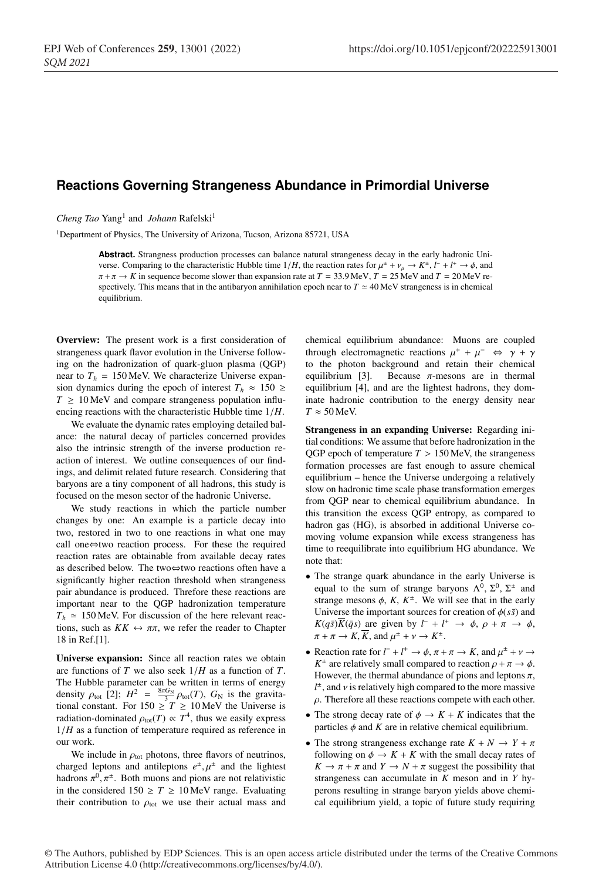# Reactions Governing Strangeness Abundance in Primordial Universe

*Cheng Tao* Yang[1] and *Johann* Rafelski[1]

[1]Department of Physics, The University of Arizona, Tucson, Arizona 85721, USA

**Abstract.** Strangeness production processes can balance natural strangeness decay in the early hadronic Universe. Comparing to the characteristic Hubble time $1/H$, the reaction rates for $\mu^\pm + \nu_\mu \to K^\pm$, $l^- + l^+ \to \phi$, and $\pi + \pi \to K$ in sequence become slower than expansion rate at $T = 33.9\,\mathrm{MeV}$, $T = 25\,\mathrm{MeV}$ and $T = 20\,\mathrm{MeV}$ respectively. This means that in the antibaryon annihilation epoch near to $T \simeq 40\,\mathrm{MeV}$ strangeness is in chemical equilibrium.

**Overview:** The present work is a first consideration of strangeness quark flavor evolution in the Universe following on the hadronization of quark-gluon plasma (QGP) near to $T_h = 150\,\mathrm{MeV}$. We characterize Universe expansion dynamics during the epoch of interest $T_h \approx 150 \geq T \geq 10\,\mathrm{MeV}$ and compare strangeness population influencing reactions with the characteristic Hubble time $1/H$.

We evaluate the dynamic rates employing detailed balance: the natural decay of particles concerned provides also the intrinsic strength of the inverse production reaction of interest. We outline consequences of our findings, and delimit related future research. Considering that baryons are a tiny component of all hadrons, this study is focused on the meson sector of the hadronic Universe.

We study reactions in which the particle number changes by one: An example is a particle decay into two, restored in two to one reactions in what one may call one⇔two reaction process. For these the required reaction rates are obtainable from available decay rates as described below. The two⇔two reactions often have a significantly higher reaction threshold when strangeness pair abundance is produced. Threfore these reactions are important near to the QGP hadronization temperature $T_h \simeq 150\,\mathrm{MeV}$. For discussion of the here relevant reactions, such as $KK \leftrightarrow \pi\pi$, we refer the reader to Chapter 18 in Ref.[1].

**Universe expansion:** Since all reaction rates we obtain are functions of $T$ we also seek $1/H$ as a function of $T$. The Hubble parameter can be written in terms of energy density $\rho_{\mathrm{tot}}$ [2]; $H^2 = \frac{8\pi G_N}{3}\rho_{\mathrm{tot}}(T)$, $G_N$ is the gravitational constant. For $150 \geq T \geq 10\,\mathrm{MeV}$ the Universe is radiation-dominated $\rho_{\mathrm{tot}}(T) \propto T^4$, thus we easily express $1/H$ as a function of temperature required as reference in our work.

We include in $\rho_{\mathrm{tot}}$ photons, three flavors of neutrinos, charged leptons and antileptons $e^\pm, \mu^\pm$ and the lightest hadrons $\pi^0, \pi^\pm$. Both muons and pions are not relativistic in the considered $150 \geq T \geq 10\,\mathrm{MeV}$ range. Evaluating their contribution to $\rho_{\mathrm{tot}}$ we use their actual mass and chemical equilibrium abundance: Muons are coupled through electromagnetic reactions $\mu^+ + \mu^- \Leftrightarrow \gamma + \gamma$ to the photon background and retain their chemical equilibrium [3]. Because $\pi$-mesons are in thermal equilibrium [4], and are the lightest hadrons, they dominate hadronic contribution to the energy density near $T \approx 50\,\mathrm{MeV}$.

**Strangeness in an expanding Universe:** Regarding initial conditions: We assume that before hadronization in the QGP epoch of temperature $T > 150\,\mathrm{MeV}$, the strangeness formation processes are fast enough to assure chemical equilibrium – hence the Universe undergoing a relatively slow on hadronic time scale phase transformation emerges from QGP near to chemical equilibrium abundance. In this transition the excess QGP entropy, as compared to hadron gas (HG), is absorbed in additional Universe comoving volume expansion while excess strangeness has time to reequilibrate into equilibrium HG abundance. We note that:

- The strange quark abundance in the early Universe is equal to the sum of strange baryons $\Lambda^0$, $\Sigma^0$, $\Sigma^\pm$ and strange mesons $\phi$, $K$, $K^\pm$. We will see that in the early Universe the important sources for creation of $\phi(s\bar{s})$ and $K(q\bar{s})\overline{K}(\bar{q}s)$ are given by $l^- + l^+ \to \phi$, $\rho + \pi \to \phi$, $\pi + \pi \to K, \overline{K}$, and $\mu^\pm + \nu \to K^\pm$.
- Reaction rate for $l^- + l^+ \to \phi$, $\pi + \pi \to K$, and $\mu^\pm + \nu \to K^\pm$ are relatively small compared to reaction $\rho + \pi \to \phi$. However, the thermal abundance of pions and leptons $\pi$, $l^\pm$, and $\nu$ is relatively high compared to the more massive $\rho$. Therefore all these reactions compete with each other.
- The strong decay rate of $\phi \to K + K$ indicates that the particles $\phi$ and $K$ are in relative chemical equilibrium.
- The strong strangeness exchange rate $K + N \to Y + \pi$ following on $\phi \to K + K$ with the small decay rates of $K \to \pi + \pi$ and $Y \to N + \pi$ suggest the possibility that strangeness can accumulate in $K$ meson and in $Y$ hyperons resulting in strange baryon yields above chemical equilibrium yield, a topic of future study requiring

© The Authors, published by EDP Sciences. This is an open access article distributed under the terms of the Creative Commons Attribution License 4.0 (http://creativecommons.org/licenses/by/4.0/).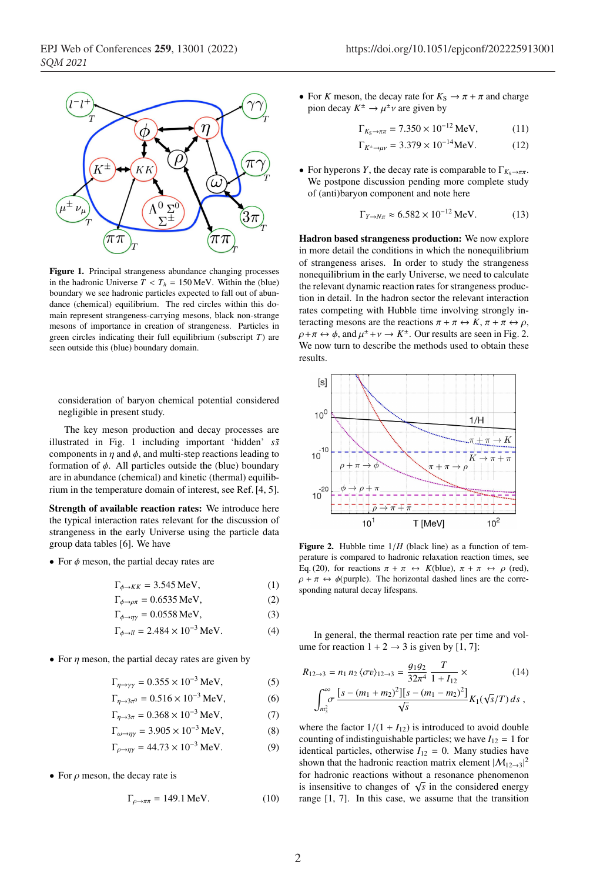**Figure 1.** Principal strangeness abundance changing processes in the hadronic Universe $T < T_h = 150\,\text{MeV}$. Within the (blue) boundary we see hadronic particles expected to fall out of abundance (chemical) equilibrium. The red circles within this domain represent strangeness-carrying mesons, black non-strange mesons of importance in creation of strangeness. Particles in green circles indicating their full equilibrium (subscript $T$) are seen outside this (blue) boundary domain.

consideration of baryon chemical potential considered negligible in present study.

The key meson production and decay processes are illustrated in Fig. 1 including important 'hidden' $s\bar{s}$ components in $\eta$ and $\phi$, and multi-step reactions leading to formation of $\phi$. All particles outside the (blue) boundary are in abundance (chemical) and kinetic (thermal) equilibrium in the temperature domain of interest, see Ref. [4, 5].

**Strength of available reaction rates:** We introduce here the typical interaction rates relevant for the discussion of strangeness in the early Universe using the particle data group data tables [6]. We have

- For $\phi$ meson, the partial decay rates are

$$\Gamma_{\phi\to KK} = 3.545\,\text{MeV}, \tag{1}$$
$$\Gamma_{\phi\to\rho\pi} = 0.6535\,\text{MeV}, \tag{2}$$
$$\Gamma_{\phi\to\eta\gamma} = 0.0558\,\text{MeV}, \tag{3}$$
$$\Gamma_{\phi\to ll} = 2.484\times10^{-3}\,\text{MeV}. \tag{4}$$

- For $\eta$ meson, the partial decay rates are given by

$$\Gamma_{\eta\to\gamma\gamma} = 0.355\times10^{-3}\,\text{MeV}, \tag{5}$$
$$\Gamma_{\eta\to3\pi^0} = 0.516\times10^{-3}\,\text{MeV}, \tag{6}$$
$$\Gamma_{\eta\to3\pi} = 0.368\times10^{-3}\,\text{MeV}, \tag{7}$$
$$\Gamma_{\omega\to\eta\gamma} = 3.905\times10^{-3}\,\text{MeV}, \tag{8}$$
$$\Gamma_{\rho\to\eta\gamma} = 44.73\times10^{-3}\,\text{MeV}. \tag{9}$$

- For $\rho$ meson, the decay rate is

$$\Gamma_{\rho\to\pi\pi} = 149.1\,\text{MeV}. \tag{10}$$

- For $K$ meson, the decay rate for $K_S \to \pi + \pi$ and charge pion decay $K^\pm \to \mu^\pm\nu$ are given by

$$\Gamma_{K_S\to\pi\pi} = 7.350\times10^{-12}\,\text{MeV}, \tag{11}$$
$$\Gamma_{K^\pm\to\mu\nu} = 3.379\times10^{-14}\text{MeV}. \tag{12}$$

- For hyperons $Y$, the decay rate is comparable to $\Gamma_{K_S\to\pi\pi}$. We postpone discussion pending more complete study of (anti)baryon component and note here

$$\Gamma_{Y\to N\pi} \approx 6.582\times10^{-12}\,\text{MeV}. \tag{13}$$

**Hadron based strangeness production:** We now explore in more detail the conditions in which the nonequilibrium of strangeness arises. In order to study the strangeness nonequilibrium in the early Universe, we need to calculate the relevant dynamic reaction rates for strangeness production in detail. In the hadron sector the relevant interaction rates competing with Hubble time involving strongly interacting mesons are the reactions $\pi + \pi \leftrightarrow K$, $\pi + \pi \leftrightarrow \rho$, $\rho + \pi \leftrightarrow \phi$, and $\mu^\pm + \nu \to K^\pm$. Our results are seen in Fig. 2. We now turn to describe the methods used to obtain these results.

**Figure 2.** Hubble time $1/H$ (black line) as a function of temperature is compared to hadronic relaxation reaction times, see Eq. (20), for reactions $\pi + \pi \leftrightarrow K$(blue), $\pi + \pi \leftrightarrow \rho$ (red), $\rho + \pi \leftrightarrow \phi$(purple). The horizontal dashed lines are the corresponding natural decay lifespans.

In general, the thermal reaction rate per time and volume for reaction $1 + 2 \to 3$ is given by [1, 7]:

$$R_{12\to3} = n_1\, n_2\, \langle\sigma v\rangle_{12\to3} = \frac{g_1 g_2}{32\pi^4}\,\frac{T}{1+I_{12}}\times \int_{m_3^2}^{\infty} \sigma\,\frac{[s-(m_1+m_2)^2][s-(m_1-m_2)^2]}{\sqrt{s}}\,K_1(\sqrt{s}/T)\,ds\,, \tag{14}$$

where the factor $1/(1 + I_{12})$ is introduced to avoid double counting of indistinguishable particles; we have $I_{12} = 1$ for identical particles, otherwise $I_{12} = 0$. Many studies have shown that the hadronic reaction matrix element $|\mathcal{M}_{12\to3}|^2$ for hadronic reactions without a resonance phenomenon is insensitive to changes of $\sqrt{s}$ in the considered energy range [1, 7]. In this case, we assume that the transition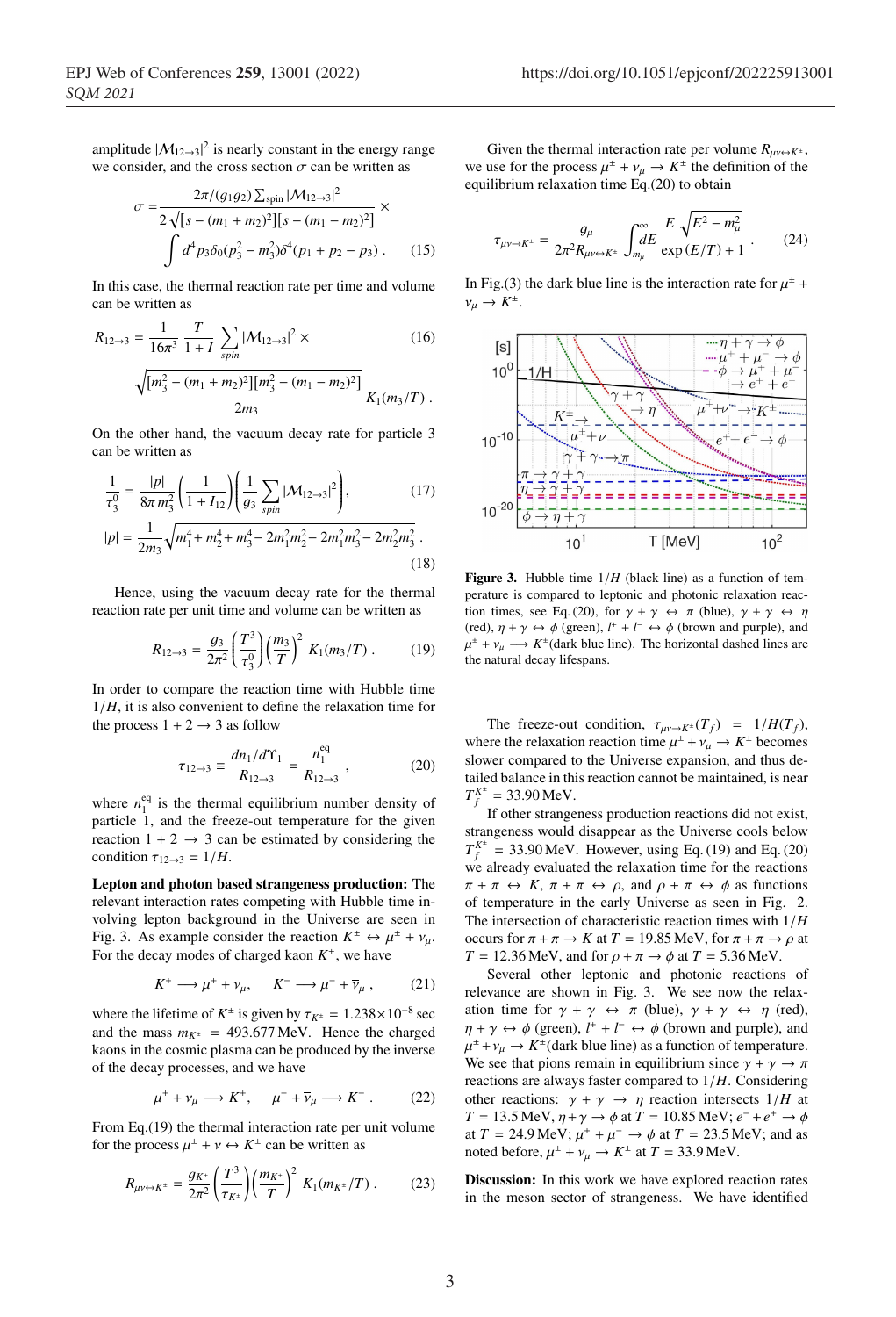amplitude $|\mathcal{M}_{12\to3}|^2$ is nearly constant in the energy range we consider, and the cross section $\sigma$ can be written as

$$\sigma = \frac{2\pi/(g_1 g_2)\sum_{\text{spin}}|\mathcal{M}_{12\to3}|^2}{2\sqrt{[s-(m_1+m_2)^2][s-(m_1-m_2)^2]}} \times \int d^4p_3\delta_0(p_3^2-m_3^2)\delta^4(p_1+p_2-p_3)\,. \tag{15}$$

In this case, the thermal reaction rate per time and volume can be written as

$$R_{12\to3} = \frac{1}{16\pi^3}\frac{T}{1+I}\sum_{spin}|\mathcal{M}_{12\to3}|^2 \times \frac{\sqrt{[m_3^2-(m_1+m_2)^2][m_3^2-(m_1-m_2)^2]}}{2m_3}K_1(m_3/T)\,. \tag{16}$$

On the other hand, the vacuum decay rate for particle 3 can be written as

$$\frac{1}{\tau_3^0} = \frac{|p|}{8\pi m_3^2}\left(\frac{1}{1+I_{12}}\right)\left(\frac{1}{g_3}\sum_{spin}|\mathcal{M}_{12\to3}|^2\right), \tag{17}$$

$$|p| = \frac{1}{2m_3}\sqrt{m_1^4+m_2^4+m_3^4-2m_1^2m_2^2-2m_1^2m_3^2-2m_2^2m_3^2}\,. \tag{18}$$

Hence, using the vacuum decay rate for the thermal reaction rate per unit time and volume can be written as

$$R_{12\to3} = \frac{g_3}{2\pi^2}\left(\frac{T^3}{\tau_3^0}\right)\left(\frac{m_3}{T}\right)^2 K_1(m_3/T)\,. \tag{19}$$

In order to compare the reaction time with Hubble time $1/H$, it is also convenient to define the relaxation time for the process $1+2\to3$ as follow

$$\tau_{12\to3} \equiv \frac{dn_1/d\Upsilon_1}{R_{12\to3}} = \frac{n_1^{\text{eq}}}{R_{12\to3}}\,, \tag{20}$$

where $n_1^{\text{eq}}$ is the thermal equilibrium number density of particle 1, and the freeze-out temperature for the given reaction $1+2\to3$ can be estimated by considering the condition $\tau_{12\to3}=1/H$.

**Lepton and photon based strangeness production:** The relevant interaction rates competing with Hubble time involving lepton background in the Universe are seen in Fig. 3. As example consider the reaction $K^\pm \leftrightarrow \mu^\pm + \nu_\mu$. For the decay modes of charged kaon $K^\pm$, we have

$$K^+ \longrightarrow \mu^+ + \nu_\mu, \qquad K^- \longrightarrow \mu^- + \overline{\nu}_\mu\,, \tag{21}$$

where the lifetime of $K^\pm$ is given by $\tau_{K^\pm} = 1.238\times10^{-8}$ sec and the mass $m_{K^\pm} = 493.677$ MeV. Hence the charged kaons in the cosmic plasma can be produced by the inverse of the decay processes, and we have

$$\mu^+ + \nu_\mu \longrightarrow K^+, \qquad \mu^- + \overline{\nu}_\mu \longrightarrow K^-\,. \tag{22}$$

From Eq.(19) the thermal interaction rate per unit volume for the process $\mu^\pm + \nu \leftrightarrow K^\pm$ can be written as

$$R_{\mu\nu\leftrightarrow K^\pm} = \frac{g_{K^\pm}}{2\pi^2}\left(\frac{T^3}{\tau_{K^\pm}}\right)\left(\frac{m_{K^\pm}}{T}\right)^2 K_1(m_{K^\pm}/T)\,. \tag{23}$$

Given the thermal interaction rate per volume $R_{\mu\nu\leftrightarrow K^\pm}$, we use for the process $\mu^\pm + \nu_\mu \to K^\pm$ the definition of the equilibrium relaxation time Eq.(20) to obtain

$$\tau_{\mu\nu\to K^\pm} = \frac{g_\mu}{2\pi^2 R_{\mu\nu\leftrightarrow K^\pm}}\int_{m_\mu}^\infty dE\,\frac{E\sqrt{E^2-m_\mu^2}}{\exp(E/T)+1}\,. \tag{24}$$

In Fig.(3) the dark blue line is the interaction rate for $\mu^\pm + \nu_\mu \to K^\pm$.

**Figure 3.** Hubble time $1/H$ (black line) as a function of temperature is compared to leptonic and photonic relaxation reaction times, see Eq. (20), for $\gamma+\gamma \leftrightarrow \pi$ (blue), $\gamma+\gamma\leftrightarrow\eta$ (red), $\eta+\gamma\leftrightarrow\phi$ (green), $l^+ + l^- \leftrightarrow \phi$ (brown and purple), and $\mu^\pm + \nu_\mu \longrightarrow K^\pm$(dark blue line). The horizontal dashed lines are the natural decay lifespans.

The freeze-out condition, $\tau_{\mu\nu\to K^\pm}(T_f) = 1/H(T_f)$, where the relaxation reaction time $\mu^\pm + \nu_\mu \to K^\pm$ becomes slower compared to the Universe expansion, and thus detailed balance in this reaction cannot be maintained, is near $T_f^{K^\pm} = 33.90$ MeV.

If other strangeness production reactions did not exist, strangeness would disappear as the Universe cools below $T_f^{K^\pm} = 33.90$ MeV. However, using Eq. (19) and Eq. (20) we already evaluated the relaxation time for the reactions $\pi+\pi\leftrightarrow K$, $\pi+\pi\leftrightarrow\rho$, and $\rho+\pi\leftrightarrow\phi$ as functions of temperature in the early Universe as seen in Fig. 2. The intersection of characteristic reaction times with $1/H$ occurs for $\pi+\pi\to K$ at $T=19.85$ MeV, for $\pi+\pi\to\rho$ at $T=12.36$ MeV, and for $\rho+\pi\to\phi$ at $T=5.36$ MeV.

Several other leptonic and photonic reactions of relevance are shown in Fig. 3. We see now the relaxation time for $\gamma+\gamma\leftrightarrow\pi$ (blue), $\gamma+\gamma\leftrightarrow\eta$ (red), $\eta+\gamma\leftrightarrow\phi$ (green), $l^+ + l^- \leftrightarrow \phi$ (brown and purple), and $\mu^\pm + \nu_\mu \to K^\pm$(dark blue line) as a function of temperature. We see that pions remain in equilibrium since $\gamma+\gamma\to\pi$ reactions are always faster compared to $1/H$. Considering other reactions: $\gamma+\gamma\to\eta$ reaction intersects $1/H$ at $T=13.5$ MeV, $\eta+\gamma\to\phi$ at $T=10.85$ MeV; $e^- + e^+ \to \phi$ at $T=24.9$ MeV; $\mu^+ + \mu^- \to \phi$ at $T=23.5$ MeV; and as noted before, $\mu^\pm + \nu_\mu \to K^\pm$ at $T=33.9$ MeV.

**Discussion:** In this work we have explored reaction rates in the meson sector of strangeness. We have identified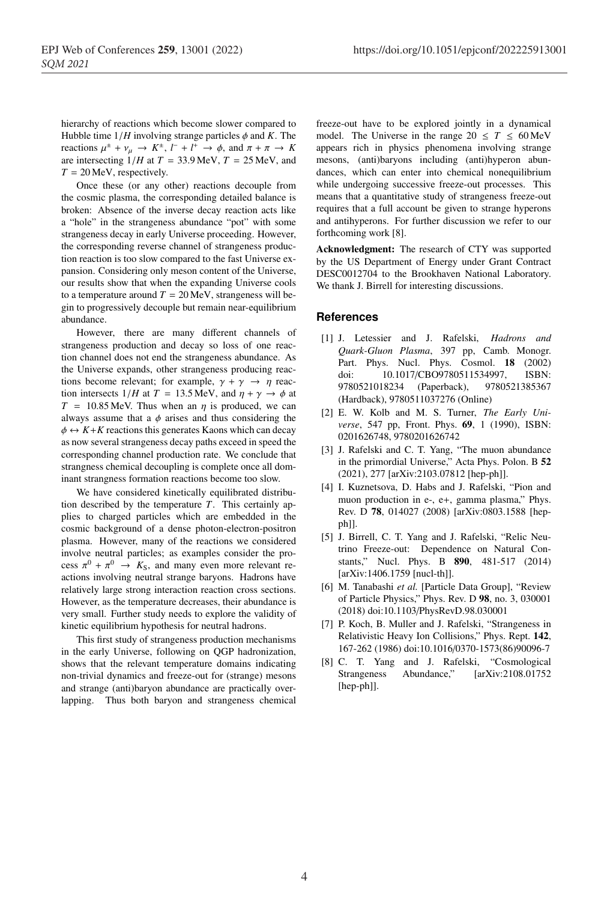hierarchy of reactions which become slower compared to Hubble time $1/H$ involving strange particles $\phi$ and $K$. The reactions $\mu^{\pm} + \nu_{\mu} \rightarrow K^{\pm}$, $l^{-} + l^{+} \rightarrow \phi$, and $\pi + \pi \rightarrow K$ are intersecting $1/H$ at $T = 33.9\,\mathrm{MeV}$, $T = 25\,\mathrm{MeV}$, and $T = 20\,\mathrm{MeV}$, respectively.

Once these (or any other) reactions decouple from the cosmic plasma, the corresponding detailed balance is broken: Absence of the inverse decay reaction acts like a "hole" in the strangeness abundance "pot" with some strangeness decay in early Universe proceeding. However, the corresponding reverse channel of strangeness production reaction is too slow compared to the fast Universe expansion. Considering only meson content of the Universe, our results show that when the expanding Universe cools to a temperature around $T = 20\,\mathrm{MeV}$, strangeness will begin to progressively decouple but remain near-equilibrium abundance.

However, there are many different channels of strangeness production and decay so loss of one reaction channel does not end the strangeness abundance. As the Universe expands, other strangeness producing reactions become relevant; for example, $\gamma + \gamma \rightarrow \eta$ reaction intersects $1/H$ at $T = 13.5\,\mathrm{MeV}$, and $\eta + \gamma \rightarrow \phi$ at $T = 10.85\,\mathrm{MeV}$. Thus when an $\eta$ is produced, we can always assume that a $\phi$ arises and thus considering the $\phi \leftrightarrow K + K$ reactions this generates Kaons which can decay as now several strangeness decay paths exceed in speed the corresponding channel production rate. We conclude that strangeness chemical decoupling is complete once all dominant strangeness formation reactions become too slow.

We have considered kinetically equilibrated distribution described by the temperature $T$. This certainly applies to charged particles which are embedded in the cosmic background of a dense photon-electron-positron plasma. However, many of the reactions we considered involve neutral particles; as examples consider the process $\pi^0 + \pi^0 \rightarrow K_S$, and many even more relevant reactions involving neutral strange baryons. Hadrons have relatively large strong interaction reaction cross sections. However, as the temperature decreases, their abundance is very small. Further study needs to explore the validity of kinetic equilibrium hypothesis for neutral hadrons.

This first study of strangeness production mechanisms in the early Universe, following on QGP hadronization, shows that the relevant temperature domains indicating non-trivial dynamics and freeze-out for (strange) mesons and strange (anti)baryon abundance are practically overlapping. Thus both baryon and strangeness chemical freeze-out have to be explored jointly in a dynamical model. The Universe in the range $20 \leq T \leq 60\,\mathrm{MeV}$ appears rich in physics phenomena involving strange mesons, (anti)baryons including (anti)hyperon abundances, which can enter into chemical nonequilibrium while undergoing successive freeze-out processes. This means that a quantitative study of strangeness freeze-out requires that a full account be given to strange hyperons and antihyperons. For further discussion we refer to our forthcoming work [8].

**Acknowledgment:** The research of CTY was supported by the US Department of Energy under Grant Contract DESC0012704 to the Brookhaven National Laboratory. We thank J. Birrell for interesting discussions.

## References

[1] J. Letessier and J. Rafelski, *Hadrons and Quark-Gluon Plasma*, 397 pp, Camb. Monogr. Part. Phys. Nucl. Phys. Cosmol. **18** (2002) doi: 10.1017/CBO9780511534997, ISBN: 9780521018234 (Paperback), 9780521385367 (Hardback), 9780511037276 (Online)

[2] E. W. Kolb and M. S. Turner, *The Early Universe*, 547 pp, Front. Phys. **69**, 1 (1990), ISBN: 0201626748, 9780201626742

[3] J. Rafelski and C. T. Yang, "The muon abundance in the primordial Universe," Acta Phys. Polon. B **52** (2021), 277 [arXiv:2103.07812 [hep-ph]].

[4] I. Kuznetsova, D. Habs and J. Rafelski, "Pion and muon production in e-, e+, gamma plasma," Phys. Rev. D **78**, 014027 (2008) [arXiv:0803.1588 [hep-ph]].

[5] J. Birrell, C. T. Yang and J. Rafelski, "Relic Neutrino Freeze-out: Dependence on Natural Constants," Nucl. Phys. B **890**, 481-517 (2014) [arXiv:1406.1759 [nucl-th]].

[6] M. Tanabashi *et al.* [Particle Data Group], "Review of Particle Physics," Phys. Rev. D **98**, no. 3, 030001 (2018) doi:10.1103/PhysRevD.98.030001

[7] P. Koch, B. Muller and J. Rafelski, "Strangeness in Relativistic Heavy Ion Collisions," Phys. Rept. **142**, 167-262 (1986) doi:10.1016/0370-1573(86)90096-7

[8] C. T. Yang and J. Rafelski, "Cosmological Strangeness Abundance," [arXiv:2108.01752 [hep-ph]].